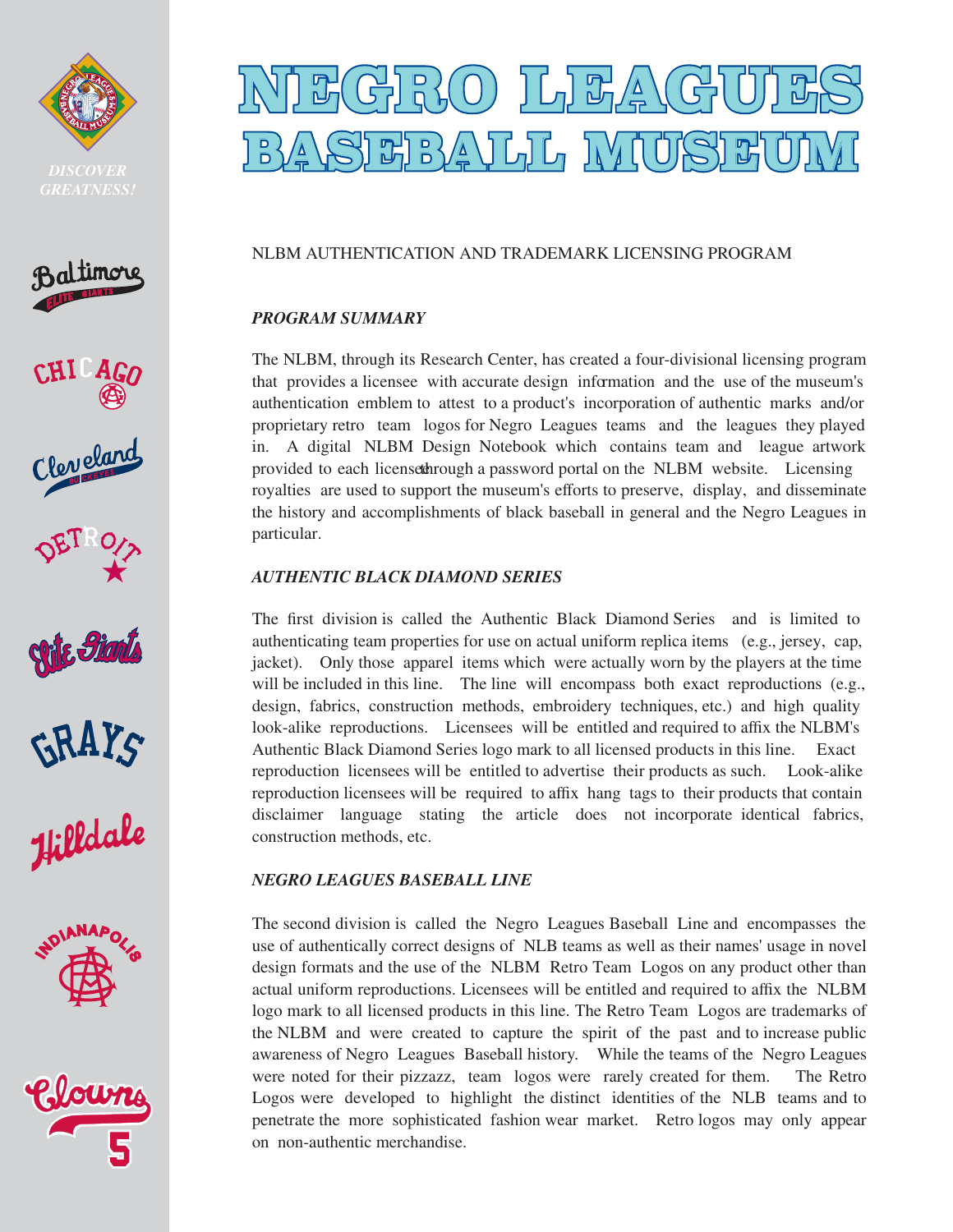# NEGRO LEAGUES BASEBALL MUSEUM

DISCOVER GREATNESS!

NLBM AUTHENTICATION AND TRADEMARK LICENSING PROGRAM

### *PROGRAM SUMMARY*

The NLBM, through its Research Center, has created a four-divisional licensing program that provides a licensee with accurate design information and the use of the museum's authentication emblem to attest to a product's incorporation of authentic marks and/or proprietary retro team logos for Negro Leagues teams and the leagues they played in. A digital NLBM Design Notebook which contains team and league artwork provided to each licensee through a password portal on the NLBM website. Licensing royalties are used to support the museum's efforts to preserve, display, and disseminate the history and accomplishments of black baseball in general and the Negro Leagues in particular.

### *AUTHENTIC BLACK DIAMOND SERIES*

The first division is called the Authentic Black Diamond Series and is limited to authenticating team properties for use on actual uniform replica items (e.g., jersey, cap, jacket). Only those apparel items which were actually worn by the players at the time will be included in this line. The line will encompass both exact reproductions (e.g., design, fabrics, construction methods, embroidery techniques, etc.) and high quality look-alike reproductions. Licensees will be entitled and required to affix the NLBM's Authentic Black Diamond Series logo mark to all licensed products in this line. Exact reproduction licensees will be entitled to advertise their products as such. Look-alike reproduction licensees will be required to affix hang tags to their products that contain disclaimer language stating the article does not incorporate identical fabrics, construction methods, etc.

### *NEGRO LEAGUES BASEBALL LINE*

The second division is called the Negro Leagues Baseball Line and encompasses the use of authentically correct designs of NLB teams as well as their names' usage in novel design formats and the use of the NLBM Retro Team Logos on any product other than actual uniform reproductions. Licensees will be entitled and required to affix the NLBM logo mark to all licensed products in this line. The Retro Team Logos are trademarks of the NLBM and were created to capture the spirit of the past and to increase public awareness of Negro Leagues Baseball history. While the teams of the Negro Leagues were noted for their pizzazz, team logos were rarely created for them. The Retro Logos were developed to highlight the distinct identities of the NLB teams and to penetrate the more sophisticated fashion wear market. Retro logos may only appear on non-authentic merchandise.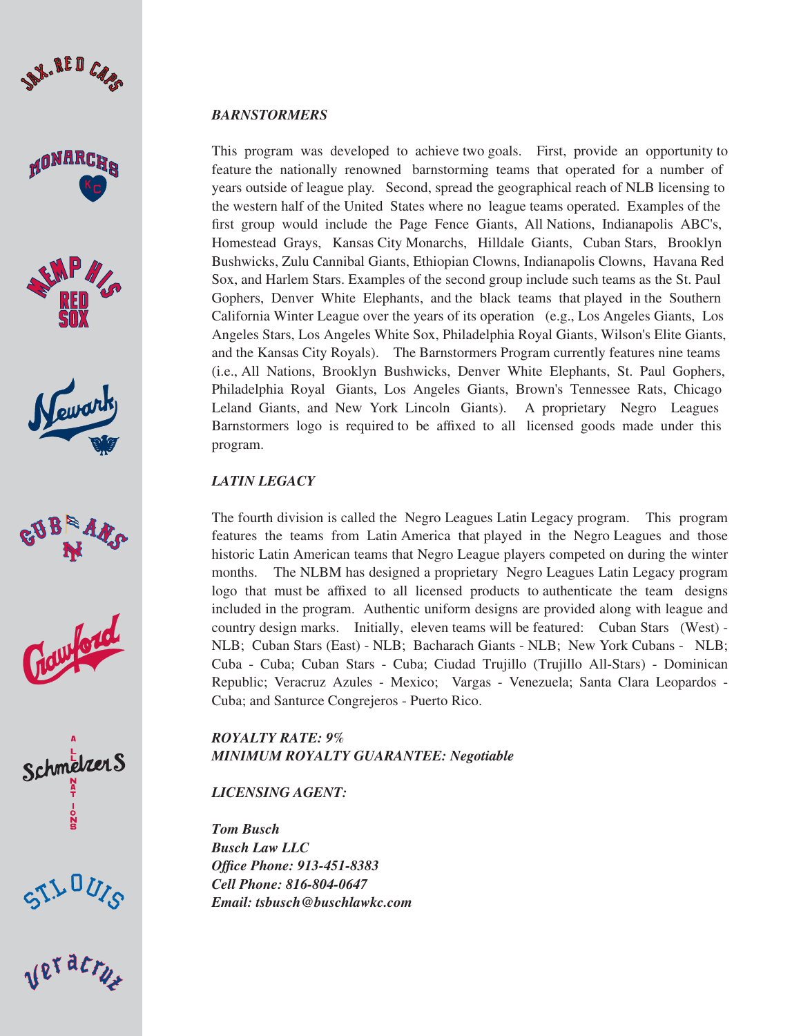### *BARNSTORMERS*

This program was developed to achieve two goals. First, provide an opportunity to feature the nationally renowned barnstorming teams that operated for a number of years outside of league play. Second, spread the geographical reach of NLB licensing to the western half of the United States where no league teams operated. Examples of the first group would include the Page Fence Giants, All Nations, Indianapolis ABC's, Homestead Grays, Kansas City Monarchs, Hilldale Giants, Cuban Stars, Brooklyn Bushwicks, Zulu Cannibal Giants, Ethiopian Clowns, Indianapolis Clowns, Havana Red Sox, and Harlem Stars. Examples of the second group include such teams as the St. Paul Gophers, Denver White Elephants, and the black teams that played in the Southern California Winter League over the years of its operation (e.g., Los Angeles Giants, Los Angeles Stars, Los Angeles White Sox, Philadelphia Royal Giants, Wilson's Elite Giants, and the Kansas City Royals). The Barnstormers Program currently features nine teams (i.e., All Nations, Brooklyn Bushwicks, Denver White Elephants, St. Paul Gophers, Philadelphia Royal Giants, Los Angeles Giants, Brown's Tennessee Rats, Chicago Leland Giants, and New York Lincoln Giants). A proprietary Negro Leagues Barnstormers logo is required to be affixed to all licensed goods made under this program.

### *LATIN LEGACY*

The fourth division is called the Negro Leagues Latin Legacy program. This program features the teams from Latin America that played in the Negro Leagues and those historic Latin American teams that Negro League players competed on during the winter months. The NLBM has designed a proprietary Negro Leagues Latin Legacy program logo that must be affixed to all licensed products to authenticate the team designs included in the program. Authentic uniform designs are provided along with league and country design marks. Initially, eleven teams will be featured: Cuban Stars (West) - NLB; Cuban Stars (East) - NLB; Bacharach Giants - NLB; New York Cubans - NLB; Cuba - Cuba; Cuban Stars - Cuba; Ciudad Trujillo (Trujillo All-Stars) - Dominican Republic; Veracruz Azules - Mexico; Vargas - Venezuela; Santa Clara Leopardos - Cuba; and Santurce Congrejeros - Puerto Rico.

***ROYALTY RATE: 9%***
***MINIMUM ROYALTY GUARANTEE: Negotiable***

***LICENSING AGENT:***

***Tom Busch***
***Busch Law LLC***
***Office Phone: 913-451-8383***
***Cell Phone: 816-804-0647***
***Email: tsbusch@buschlawkc.com***